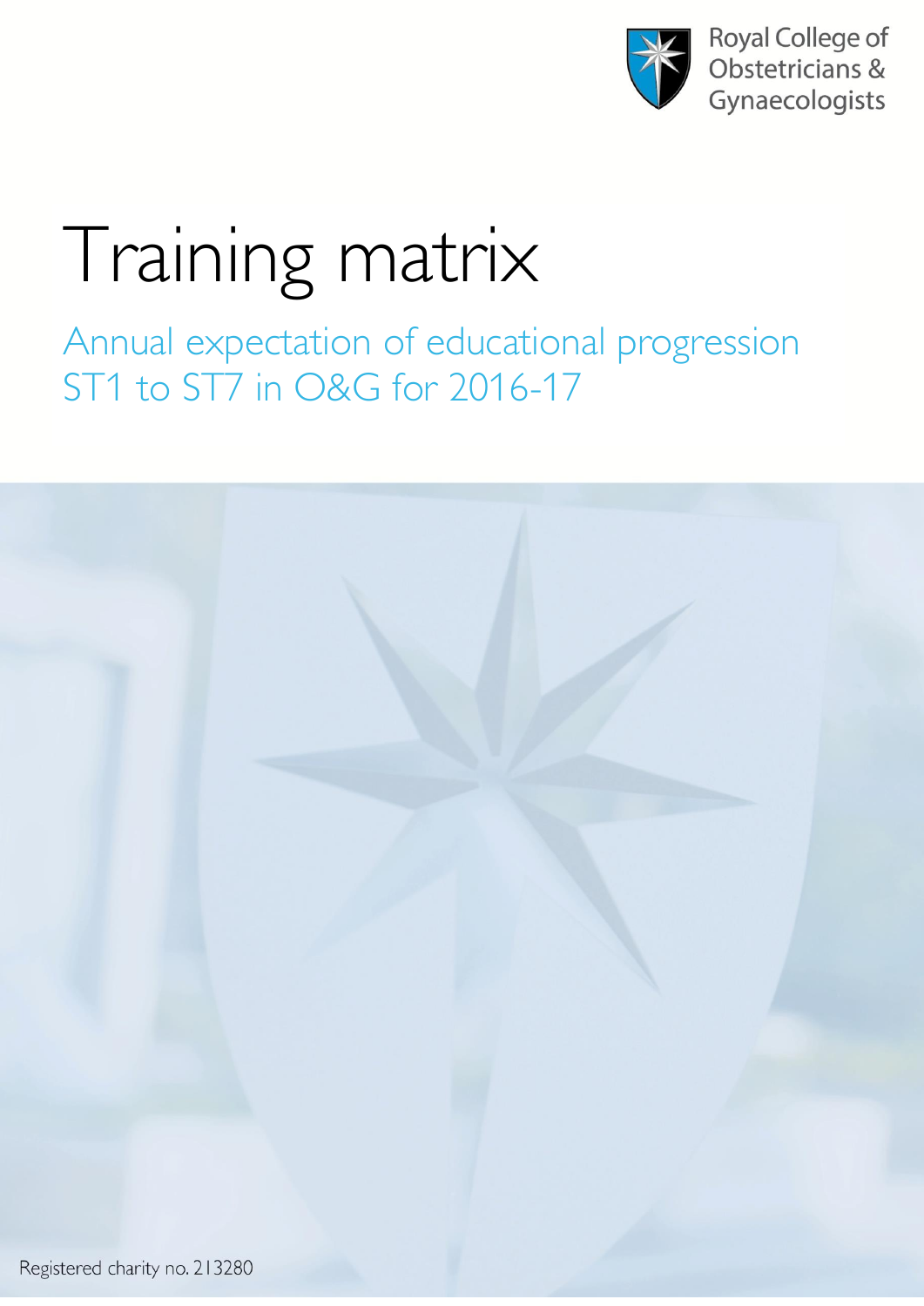Royal College of Obstetricians & Gynaecologists

# Training matrix

## Annual expectation of educational progression ST1 to ST7 in O&G for 2016-17

Registered charity no. 213280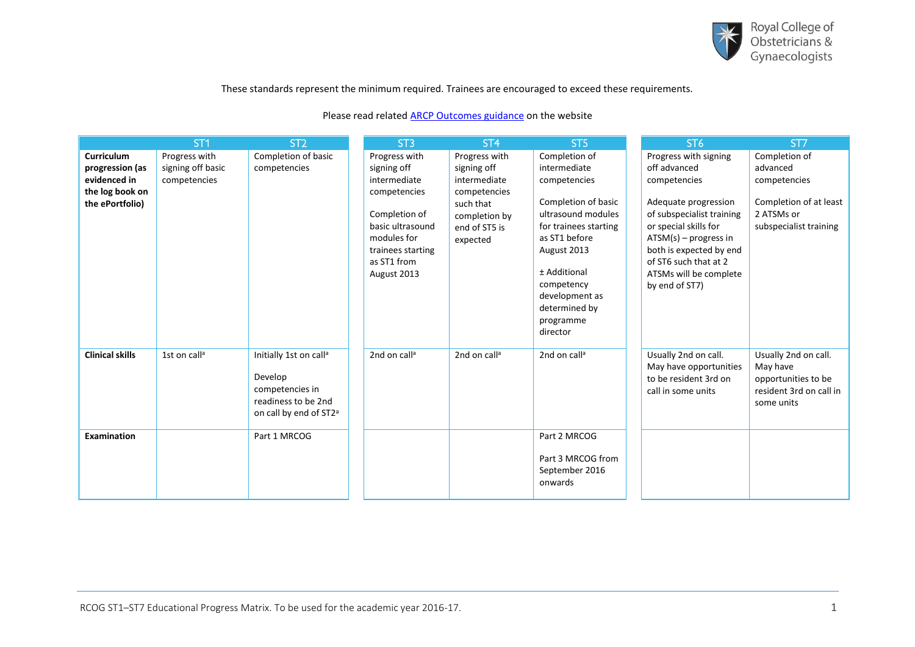These standards represent the minimum required. Trainees are encouraged to exceed these requirements.

Please read related [ARCP Outcomes guidance] on the website

| | ST1 | ST2 | ST3 | ST4 | ST5 | ST6 | ST7 |
|---|---|---|---|---|---|---|---|
| **Curriculum progression (as evidenced in the log book on the ePortfolio)** | Progress with signing off basic competencies | Completion of basic competencies | Progress with signing off intermediate competencies<br><br>Completion of basic ultrasound modules for trainees starting as ST1 from August 2013 | Progress with signing off intermediate competencies such that completion by end of ST5 is expected | Completion of intermediate competencies<br><br>Completion of basic ultrasound modules for trainees starting as ST1 before August 2013<br><br>± Additional competency development as determined by programme director | Progress with signing off advanced competencies<br><br>Adequate progression of subspecialist training or special skills for ATSM(s) – progress in both is expected by end of ST6 such that at 2 ATSMs will be complete by end of ST7) | Completion of advanced competencies<br><br>Completion of at least 2 ATSMs or subspecialist training |
| **Clinical skills** | 1st on call[a] | Initially 1st on call[a]<br><br>Develop competencies in readiness to be 2nd on call by end of ST2[a] | 2nd on call[a] | 2nd on call[a] | 2nd on call[a] | Usually 2nd on call. May have opportunities to be resident 3rd on call in some units | Usually 2nd on call. May have opportunities to be resident 3rd on call in some units |
| **Examination** | | Part 1 MRCOG | | | Part 2 MRCOG<br><br>Part 3 MRCOG from September 2016 onwards | | |

RCOG ST1–ST7 Educational Progress Matrix. To be used for the academic year 2016-17.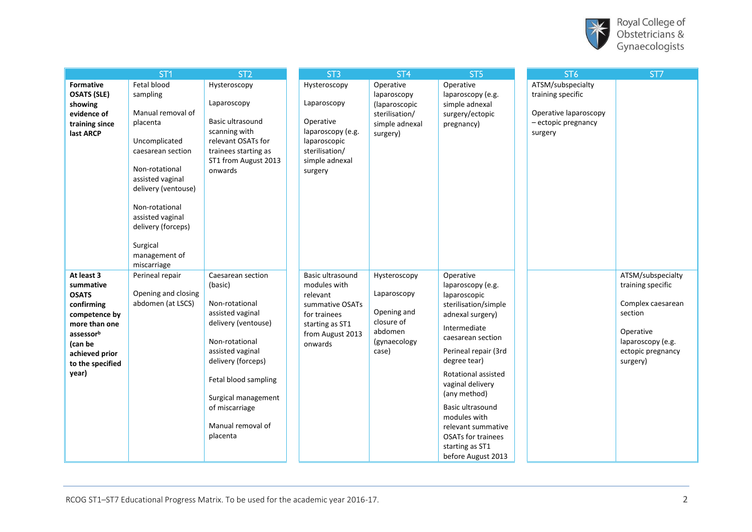| | ST1 | ST2 | ST3 | ST4 | ST5 | ST6 | ST7 |
|---|---|---|---|---|---|---|---|
| **Formative OSATS (SLE) showing evidence of training since last ARCP** | Fetal blood sampling<br><br>Manual removal of placenta<br><br>Uncomplicated caesarean section<br><br>Non-rotational assisted vaginal delivery (ventouse)<br><br>Non-rotational assisted vaginal delivery (forceps)<br><br>Surgical management of miscarriage | Hysteroscopy<br><br>Laparoscopy<br><br>Basic ultrasound scanning with relevant OSATs for trainees starting as ST1 from August 2013 onwards | Hysteroscopy<br><br>Laparoscopy<br><br>Operative laparoscopy (e.g. laparoscopic sterilisation/ simple adnexal surgery | Operative laparoscopy (laparoscopic sterilisation/ simple adnexal surgery) | Operative laparoscopy (e.g. simple adnexal surgery/ectopic pregnancy) | ATSM/subspecialty training specific<br><br>Operative laparoscopy – ectopic pregnancy surgery | |
| **At least 3 summative OSATS confirming competence by more than one assessor[b] (can be achieved prior to the specified year)** | Perineal repair<br><br>Opening and closing abdomen (at LSCS) | Caesarean section (basic)<br><br>Non-rotational assisted vaginal delivery (ventouse)<br><br>Non-rotational assisted vaginal delivery (forceps)<br><br>Fetal blood sampling<br><br>Surgical management of miscarriage<br><br>Manual removal of placenta | Basic ultrasound modules with relevant summative OSATs for trainees starting as ST1 from August 2013 onwards | Hysteroscopy<br><br>Laparoscopy<br><br>Opening and closure of abdomen (gynaecology case) | Operative laparoscopy (e.g. laparoscopic sterilisation/simple adnexal surgery)<br><br>Intermediate caesarean section<br><br>Perineal repair (3rd degree tear)<br><br>Rotational assisted vaginal delivery (any method)<br><br>Basic ultrasound modules with relevant summative OSATs for trainees starting as ST1 before August 2013 | | ATSM/subspecialty training specific<br><br>Complex caesarean section<br><br>Operative laparoscopy (e.g. ectopic pregnancy surgery) |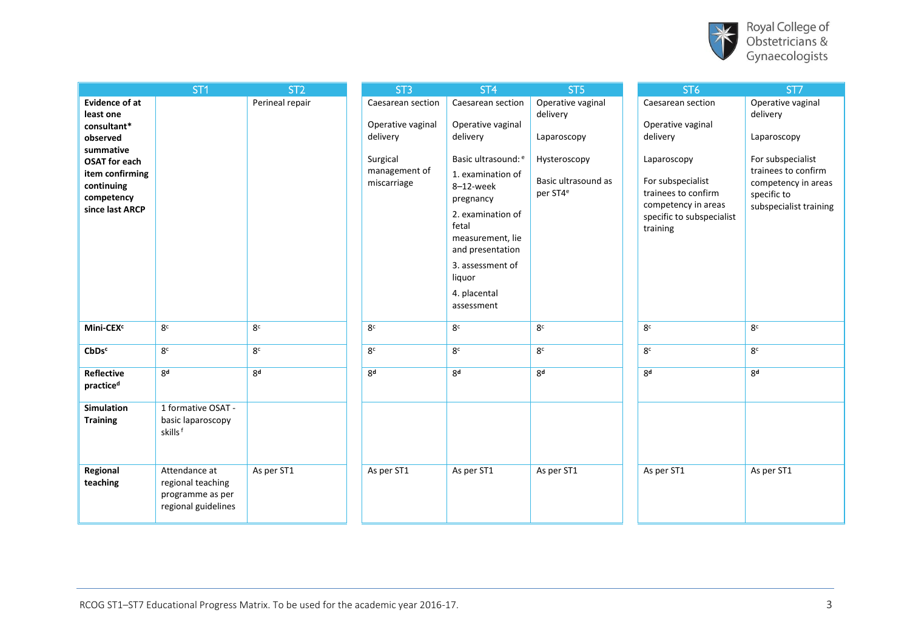| | ST1 | ST2 | ST3 | ST4 | ST5 | ST6 | ST7 |
|---|---|---|---|---|---|---|---|
| **Evidence of at least one consultant* observed summative OSAT for each item confirming continuing competency since last ARCP** | | Perineal repair | Caesarean section<br><br>Operative vaginal delivery<br><br>Surgical management of miscarriage | Caesarean section<br><br>Operative vaginal delivery<br><br>Basic ultrasound: [e]<br>1. examination of 8–12-week pregnancy<br>2. examination of fetal measurement, lie and presentation<br>3. assessment of liquor<br>4. placental assessment | Operative vaginal delivery<br><br>Laparoscopy<br><br>Hysteroscopy<br><br>Basic ultrasound as per ST4[e] | Caesarean section<br><br>Operative vaginal delivery<br><br>Laparoscopy<br><br>For subspecialist trainees to confirm competency in areas specific to subspecialist training | Operative vaginal delivery<br><br>Laparoscopy<br><br>For subspecialist trainees to confirm competency in areas specific to subspecialist training |
| **Mini-CEX[c]** | 8[c] | 8[c] | 8[c] | 8[c] | 8[c] | 8[c] | 8[c] |
| **CbDs[c]** | 8[c] | 8[c] | 8[c] | 8[c] | 8[c] | 8[c] | 8[c] |
| **Reflective practice[d]** | 8[d] | 8[d] | 8[d] | 8[d] | 8[d] | 8[d] | 8[d] |
| **Simulation Training** | 1 formative OSAT - basic laparoscopy skills [f] | | | | | | |
| **Regional teaching** | Attendance at regional teaching programme as per regional guidelines | As per ST1 | As per ST1 | As per ST1 | As per ST1 | As per ST1 | As per ST1 |

RCOG ST1–ST7 Educational Progress Matrix. To be used for the academic year 2016-17.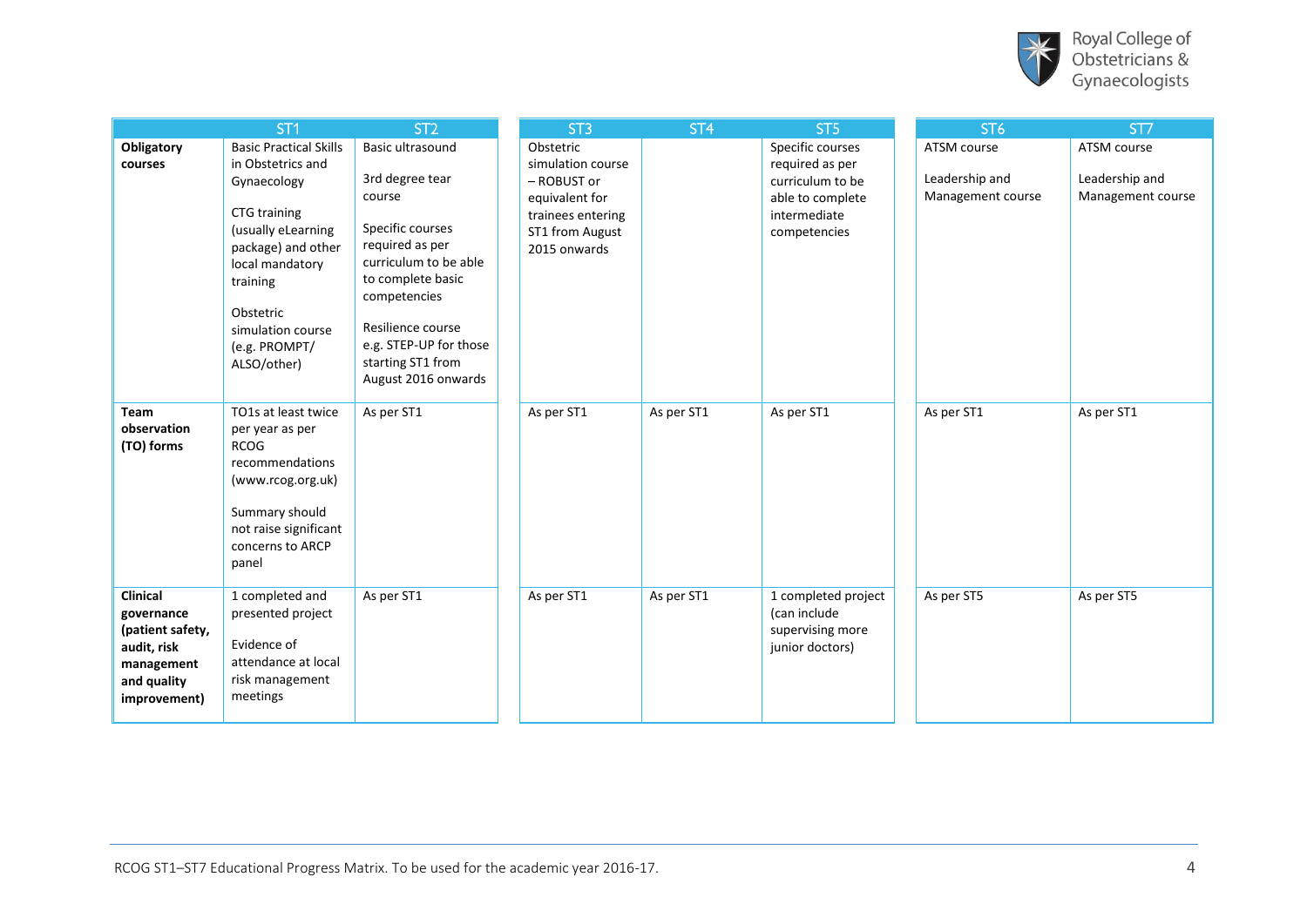| | ST1 | ST2 | ST3 | ST4 | ST5 | ST6 | ST7 |
|---|---|---|---|---|---|---|---|
| **Obligatory courses** | Basic Practical Skills in Obstetrics and Gynaecology<br><br>CTG training (usually eLearning package) and other local mandatory training<br><br>Obstetric simulation course (e.g. PROMPT/ ALSO/other) | Basic ultrasound<br><br>3rd degree tear course<br><br>Specific courses required as per curriculum to be able to complete basic competencies<br><br>Resilience course e.g. STEP-UP for those starting ST1 from August 2016 onwards | Obstetric simulation course – ROBUST or equivalent for trainees entering ST1 from August 2015 onwards | | Specific courses required as per curriculum to be able to complete intermediate competencies | ATSM course<br><br>Leadership and Management course | ATSM course<br><br>Leadership and Management course |
| **Team observation (TO) forms** | TO1s at least twice per year as per RCOG recommendations (www.rcog.org.uk)<br><br>Summary should not raise significant concerns to ARCP panel | As per ST1 | As per ST1 | As per ST1 | As per ST1 | As per ST1 | As per ST1 |
| **Clinical governance (patient safety, audit, risk management and quality improvement)** | 1 completed and presented project<br><br>Evidence of attendance at local risk management meetings | As per ST1 | As per ST1 | As per ST1 | 1 completed project (can include supervising more junior doctors) | As per ST5 | As per ST5 |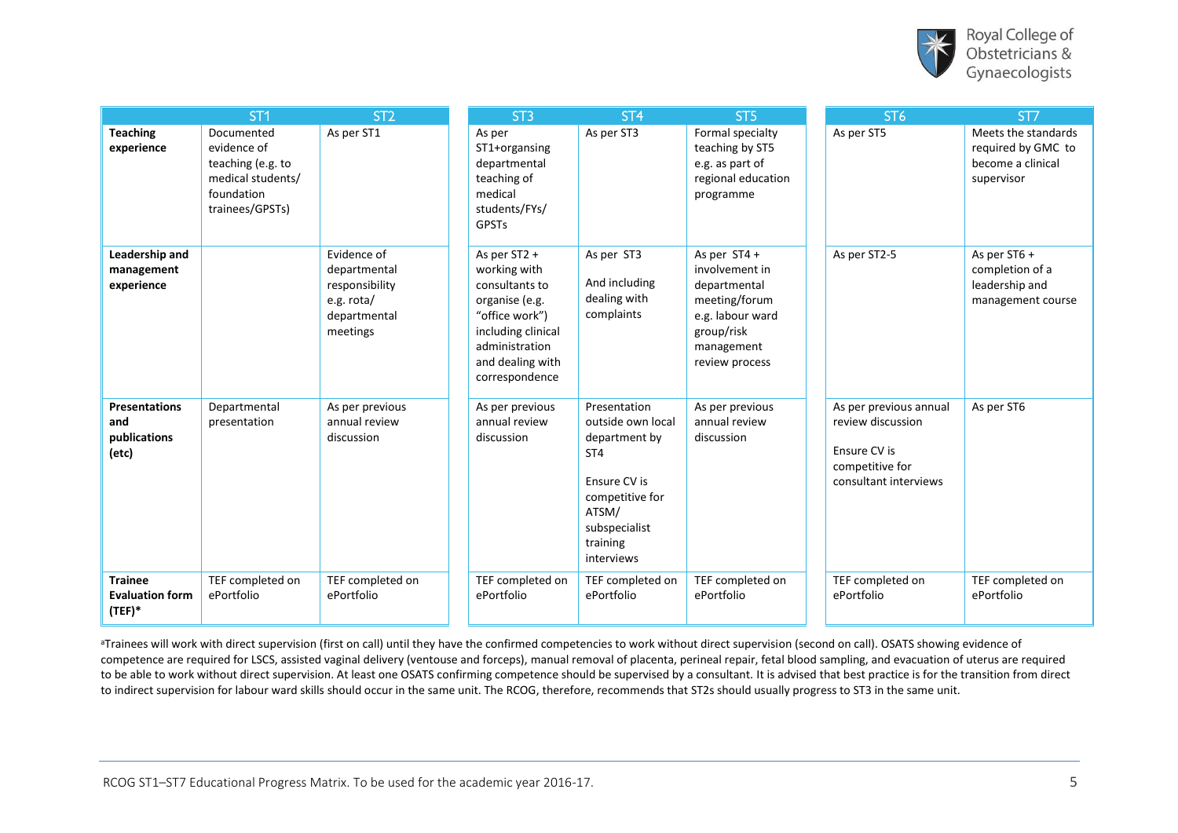| | ST1 | ST2 | ST3 | ST4 | ST5 | ST6 | ST7 |
|---|---|---|---|---|---|---|---|
| **Teaching experience** | Documented evidence of teaching (e.g. to medical students/ foundation trainees/GPSTs) | As per ST1 | As per ST1+organsing departmental teaching of medical students/FYs/ GPSTs | As per ST3 | Formal specialty teaching by ST5 e.g. as part of regional education programme | As per ST5 | Meets the standards required by GMC to become a clinical supervisor |
| **Leadership and management experience** | | Evidence of departmental responsibility e.g. rota/ departmental meetings | As per ST2 + working with consultants to organise (e.g. "office work") including clinical administration and dealing with correspondence | As per ST3<br><br>And including dealing with complaints | As per ST4 + involvement in departmental meeting/forum e.g. labour ward group/risk management review process | As per ST2-5 | As per ST6 + completion of a leadership and management course |
| **Presentations and publications (etc)** | Departmental presentation | As per previous annual review discussion | As per previous annual review discussion | Presentation outside own local department by ST4<br><br>Ensure CV is competitive for ATSM/ subspecialist training interviews | As per previous annual review discussion | As per previous annual review discussion<br><br>Ensure CV is competitive for consultant interviews | As per ST6 |
| **Trainee Evaluation form (TEF)*** | TEF completed on ePortfolio | TEF completed on ePortfolio | TEF completed on ePortfolio | TEF completed on ePortfolio | TEF completed on ePortfolio | TEF completed on ePortfolio | TEF completed on ePortfolio |

[a]Trainees will work with direct supervision (first on call) until they have the confirmed competencies to work without direct supervision (second on call). OSATS showing evidence of competence are required for LSCS, assisted vaginal delivery (ventouse and forceps), manual removal of placenta, perineal repair, fetal blood sampling, and evacuation of uterus are required to be able to work without direct supervision. At least one OSATS confirming competence should be supervised by a consultant. It is advised that best practice is for the transition from direct to indirect supervision for labour ward skills should occur in the same unit. The RCOG, therefore, recommends that ST2s should usually progress to ST3 in the same unit.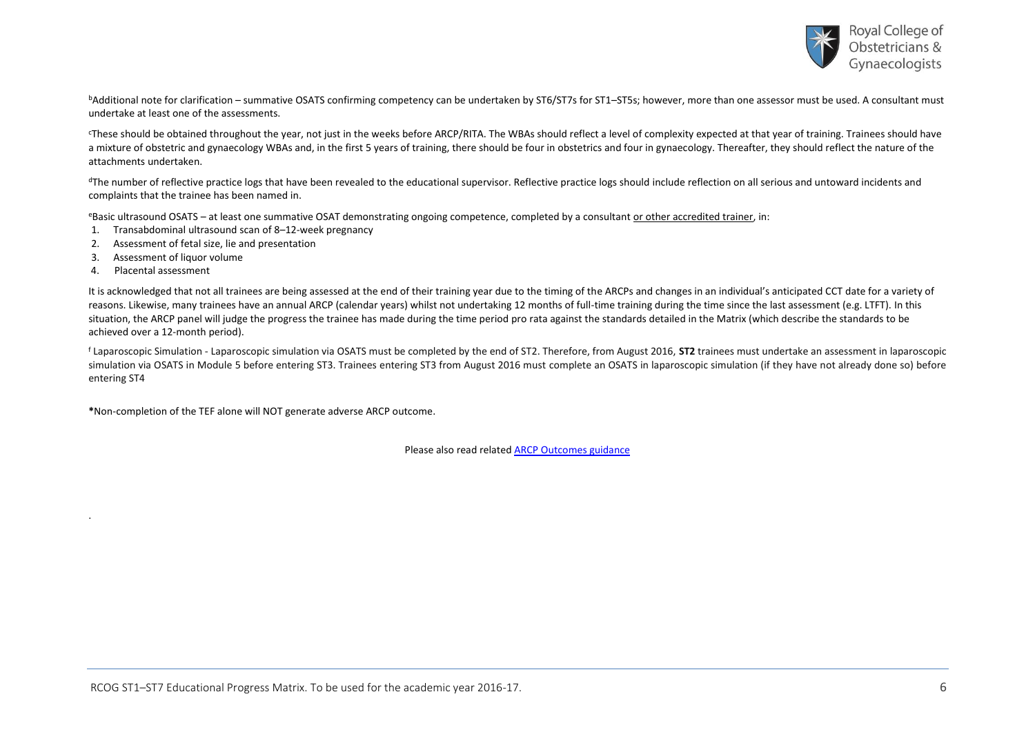[b]Additional note for clarification – summative OSATS confirming competency can be undertaken by ST6/ST7s for ST1–ST5s; however, more than one assessor must be used. A consultant must undertake at least one of the assessments.

[c]These should be obtained throughout the year, not just in the weeks before ARCP/RITA. The WBAs should reflect a level of complexity expected at that year of training. Trainees should have a mixture of obstetric and gynaecology WBAs and, in the first 5 years of training, there should be four in obstetrics and four in gynaecology. Thereafter, they should reflect the nature of the attachments undertaken.

[d]The number of reflective practice logs that have been revealed to the educational supervisor. Reflective practice logs should include reflection on all serious and untoward incidents and complaints that the trainee has been named in.

[e]Basic ultrasound OSATS – at least one summative OSAT demonstrating ongoing competence, completed by a consultant or other accredited trainer, in:

1. Transabdominal ultrasound scan of 8–12-week pregnancy
2. Assessment of fetal size, lie and presentation
3. Assessment of liquor volume
4. Placental assessment

It is acknowledged that not all trainees are being assessed at the end of their training year due to the timing of the ARCPs and changes in an individual's anticipated CCT date for a variety of reasons. Likewise, many trainees have an annual ARCP (calendar years) whilst not undertaking 12 months of full-time training during the time since the last assessment (e.g. LTFT). In this situation, the ARCP panel will judge the progress the trainee has made during the time period pro rata against the standards detailed in the Matrix (which describe the standards to be achieved over a 12-month period).

[f] Laparoscopic Simulation - Laparoscopic simulation via OSATS must be completed by the end of ST2. Therefore, from August 2016, **ST2** trainees must undertake an assessment in laparoscopic simulation via OSATS in Module 5 before entering ST3. Trainees entering ST3 from August 2016 must complete an OSATS in laparoscopic simulation (if they have not already done so) before entering ST4

**\***Non-completion of the TEF alone will NOT generate adverse ARCP outcome.

Please also read related [ARCP Outcomes guidance]